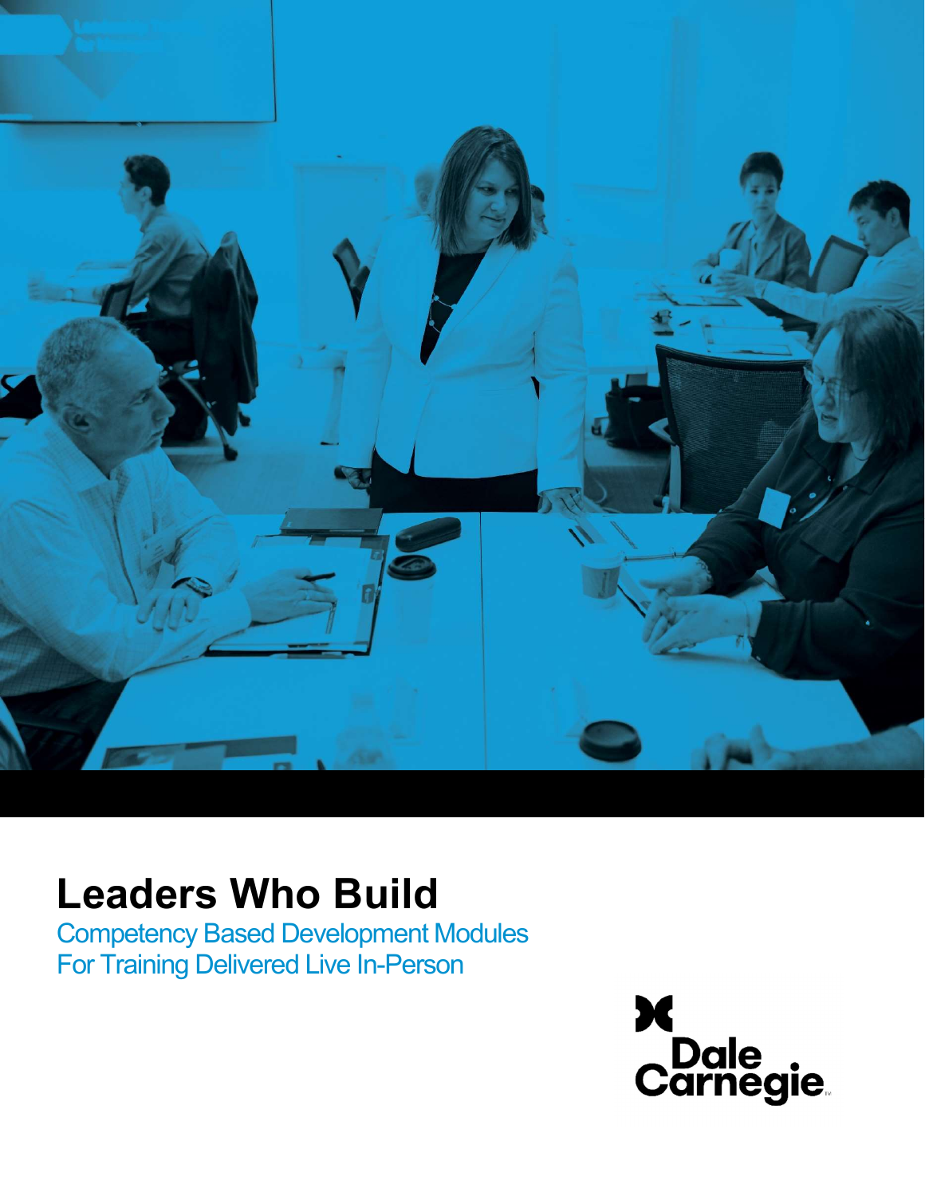# Leaders Who Build

Competency Based Development Modules
For Training Delivered Live In-Person

Dale Carnegie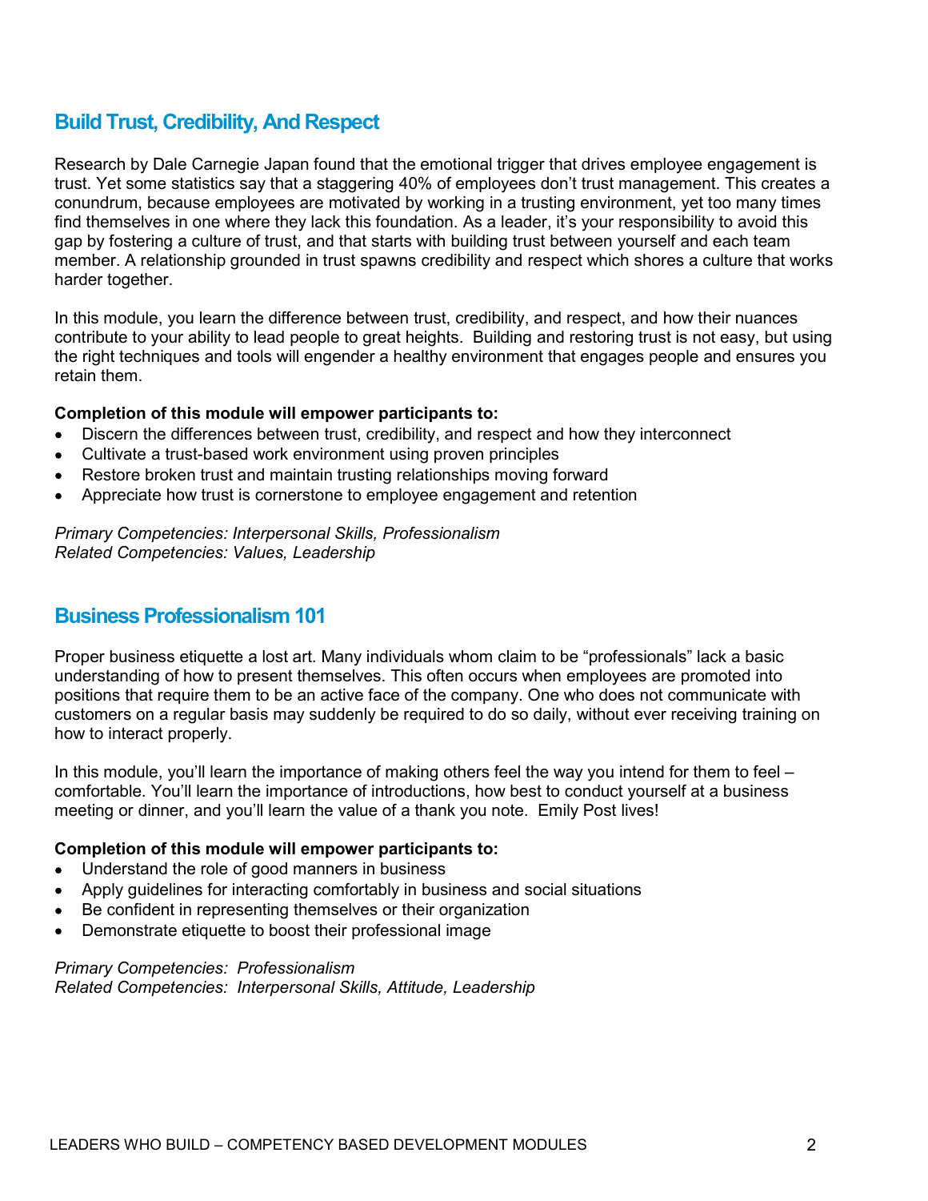## Build Trust, Credibility, And Respect

Research by Dale Carnegie Japan found that the emotional trigger that drives employee engagement is trust. Yet some statistics say that a staggering 40% of employees don't trust management. This creates a conundrum, because employees are motivated by working in a trusting environment, yet too many times find themselves in one where they lack this foundation. As a leader, it's your responsibility to avoid this gap by fostering a culture of trust, and that starts with building trust between yourself and each team member. A relationship grounded in trust spawns credibility and respect which shores a culture that works harder together.

In this module, you learn the difference between trust, credibility, and respect, and how their nuances contribute to your ability to lead people to great heights. Building and restoring trust is not easy, but using the right techniques and tools will engender a healthy environment that engages people and ensures you retain them.

**Completion of this module will empower participants to:**

- Discern the differences between trust, credibility, and respect and how they interconnect
- Cultivate a trust-based work environment using proven principles
- Restore broken trust and maintain trusting relationships moving forward
- Appreciate how trust is cornerstone to employee engagement and retention

*Primary Competencies: Interpersonal Skills, Professionalism*
*Related Competencies: Values, Leadership*

## Business Professionalism 101

Proper business etiquette a lost art. Many individuals whom claim to be "professionals" lack a basic understanding of how to present themselves. This often occurs when employees are promoted into positions that require them to be an active face of the company. One who does not communicate with customers on a regular basis may suddenly be required to do so daily, without ever receiving training on how to interact properly.

In this module, you'll learn the importance of making others feel the way you intend for them to feel – comfortable. You'll learn the importance of introductions, how best to conduct yourself at a business meeting or dinner, and you'll learn the value of a thank you note. Emily Post lives!

**Completion of this module will empower participants to:**

- Understand the role of good manners in business
- Apply guidelines for interacting comfortably in business and social situations
- Be confident in representing themselves or their organization
- Demonstrate etiquette to boost their professional image

*Primary Competencies: Professionalism*
*Related Competencies: Interpersonal Skills, Attitude, Leadership*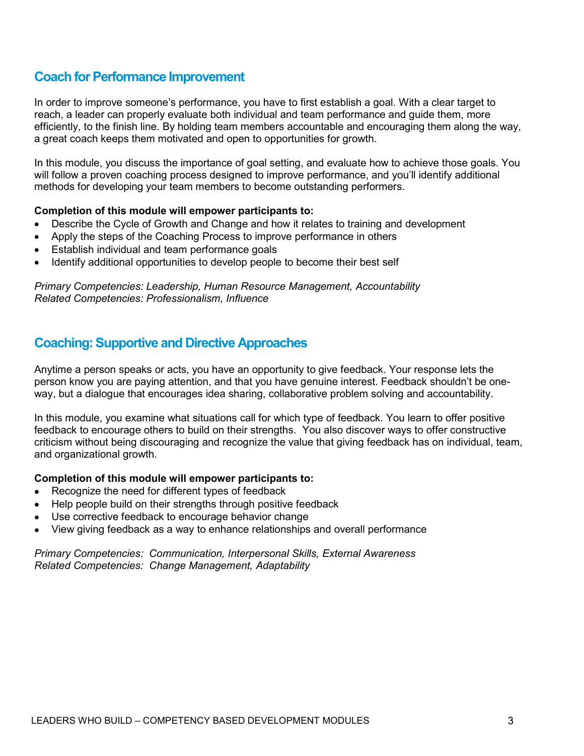## Coach for Performance Improvement

In order to improve someone's performance, you have to first establish a goal. With a clear target to reach, a leader can properly evaluate both individual and team performance and guide them, more efficiently, to the finish line. By holding team members accountable and encouraging them along the way, a great coach keeps them motivated and open to opportunities for growth.

In this module, you discuss the importance of goal setting, and evaluate how to achieve those goals. You will follow a proven coaching process designed to improve performance, and you'll identify additional methods for developing your team members to become outstanding performers.

**Completion of this module will empower participants to:**

- Describe the Cycle of Growth and Change and how it relates to training and development
- Apply the steps of the Coaching Process to improve performance in others
- Establish individual and team performance goals
- Identify additional opportunities to develop people to become their best self

*Primary Competencies: Leadership, Human Resource Management, Accountability*
*Related Competencies: Professionalism, Influence*

## Coaching: Supportive and Directive Approaches

Anytime a person speaks or acts, you have an opportunity to give feedback. Your response lets the person know you are paying attention, and that you have genuine interest. Feedback shouldn't be one-way, but a dialogue that encourages idea sharing, collaborative problem solving and accountability.

In this module, you examine what situations call for which type of feedback. You learn to offer positive feedback to encourage others to build on their strengths. You also discover ways to offer constructive criticism without being discouraging and recognize the value that giving feedback has on individual, team, and organizational growth.

**Completion of this module will empower participants to:**

- Recognize the need for different types of feedback
- Help people build on their strengths through positive feedback
- Use corrective feedback to encourage behavior change
- View giving feedback as a way to enhance relationships and overall performance

*Primary Competencies: Communication, Interpersonal Skills, External Awareness*
*Related Competencies: Change Management, Adaptability*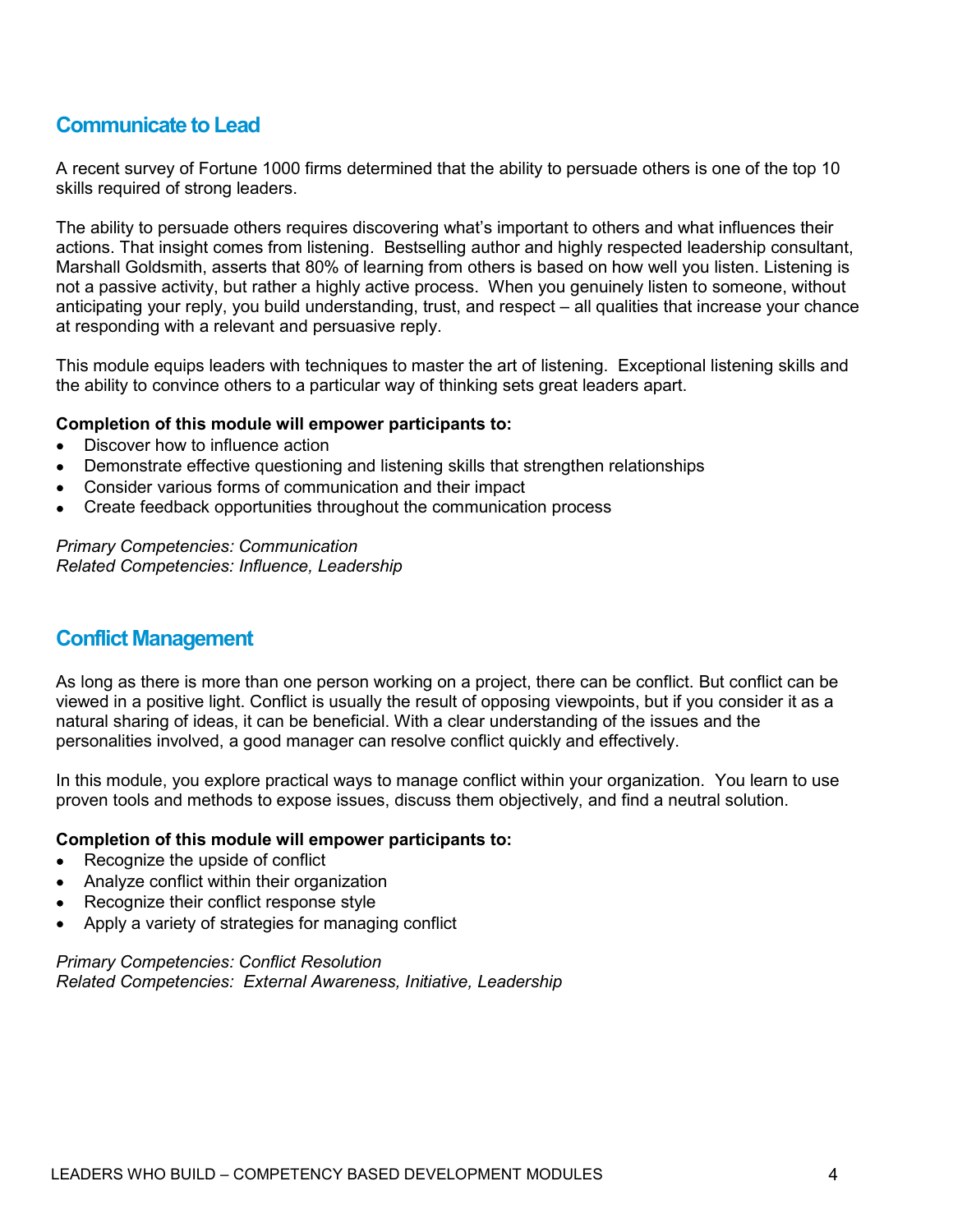## Communicate to Lead

A recent survey of Fortune 1000 firms determined that the ability to persuade others is one of the top 10 skills required of strong leaders.

The ability to persuade others requires discovering what's important to others and what influences their actions. That insight comes from listening. Bestselling author and highly respected leadership consultant, Marshall Goldsmith, asserts that 80% of learning from others is based on how well you listen. Listening is not a passive activity, but rather a highly active process. When you genuinely listen to someone, without anticipating your reply, you build understanding, trust, and respect – all qualities that increase your chance at responding with a relevant and persuasive reply.

This module equips leaders with techniques to master the art of listening. Exceptional listening skills and the ability to convince others to a particular way of thinking sets great leaders apart.

**Completion of this module will empower participants to:**

- Discover how to influence action
- Demonstrate effective questioning and listening skills that strengthen relationships
- Consider various forms of communication and their impact
- Create feedback opportunities throughout the communication process

*Primary Competencies: Communication*
*Related Competencies: Influence, Leadership*

## Conflict Management

As long as there is more than one person working on a project, there can be conflict. But conflict can be viewed in a positive light. Conflict is usually the result of opposing viewpoints, but if you consider it as a natural sharing of ideas, it can be beneficial. With a clear understanding of the issues and the personalities involved, a good manager can resolve conflict quickly and effectively.

In this module, you explore practical ways to manage conflict within your organization. You learn to use proven tools and methods to expose issues, discuss them objectively, and find a neutral solution.

**Completion of this module will empower participants to:**

- Recognize the upside of conflict
- Analyze conflict within their organization
- Recognize their conflict response style
- Apply a variety of strategies for managing conflict

*Primary Competencies: Conflict Resolution*
*Related Competencies: External Awareness, Initiative, Leadership*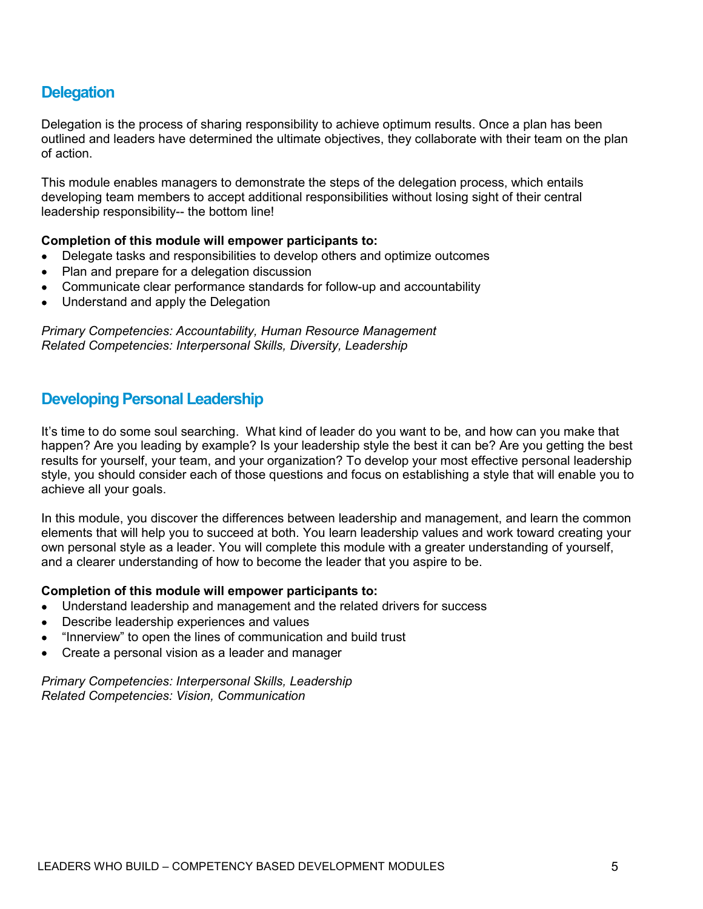## Delegation

Delegation is the process of sharing responsibility to achieve optimum results. Once a plan has been outlined and leaders have determined the ultimate objectives, they collaborate with their team on the plan of action.

This module enables managers to demonstrate the steps of the delegation process, which entails developing team members to accept additional responsibilities without losing sight of their central leadership responsibility-- the bottom line!

**Completion of this module will empower participants to:**

- Delegate tasks and responsibilities to develop others and optimize outcomes
- Plan and prepare for a delegation discussion
- Communicate clear performance standards for follow-up and accountability
- Understand and apply the Delegation

*Primary Competencies: Accountability, Human Resource Management*
*Related Competencies: Interpersonal Skills, Diversity, Leadership*

## Developing Personal Leadership

It's time to do some soul searching. What kind of leader do you want to be, and how can you make that happen? Are you leading by example? Is your leadership style the best it can be? Are you getting the best results for yourself, your team, and your organization? To develop your most effective personal leadership style, you should consider each of those questions and focus on establishing a style that will enable you to achieve all your goals.

In this module, you discover the differences between leadership and management, and learn the common elements that will help you to succeed at both. You learn leadership values and work toward creating your own personal style as a leader. You will complete this module with a greater understanding of yourself, and a clearer understanding of how to become the leader that you aspire to be.

**Completion of this module will empower participants to:**

- Understand leadership and management and the related drivers for success
- Describe leadership experiences and values
- "Innerview" to open the lines of communication and build trust
- Create a personal vision as a leader and manager

*Primary Competencies: Interpersonal Skills, Leadership*
*Related Competencies: Vision, Communication*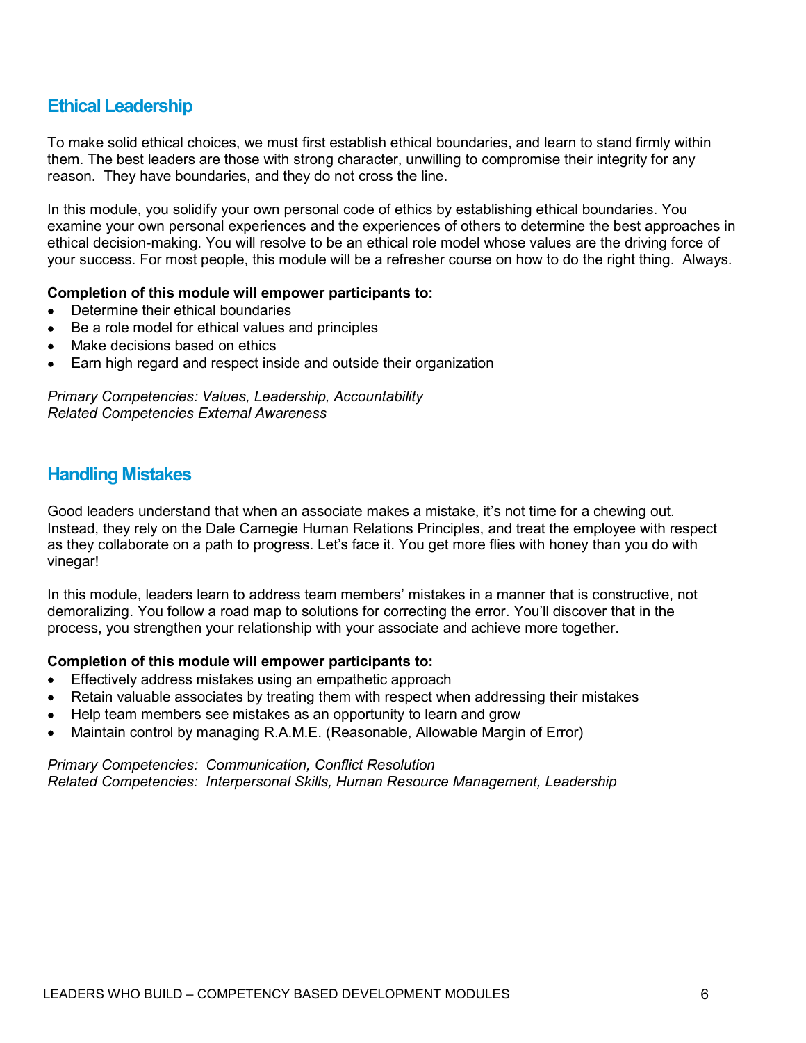## Ethical Leadership

To make solid ethical choices, we must first establish ethical boundaries, and learn to stand firmly within them. The best leaders are those with strong character, unwilling to compromise their integrity for any reason. They have boundaries, and they do not cross the line.

In this module, you solidify your own personal code of ethics by establishing ethical boundaries. You examine your own personal experiences and the experiences of others to determine the best approaches in ethical decision-making. You will resolve to be an ethical role model whose values are the driving force of your success. For most people, this module will be a refresher course on how to do the right thing. Always.

**Completion of this module will empower participants to:**

- Determine their ethical boundaries
- Be a role model for ethical values and principles
- Make decisions based on ethics
- Earn high regard and respect inside and outside their organization

*Primary Competencies: Values, Leadership, Accountability*
*Related Competencies External Awareness*

## Handling Mistakes

Good leaders understand that when an associate makes a mistake, it's not time for a chewing out. Instead, they rely on the Dale Carnegie Human Relations Principles, and treat the employee with respect as they collaborate on a path to progress. Let's face it. You get more flies with honey than you do with vinegar!

In this module, leaders learn to address team members' mistakes in a manner that is constructive, not demoralizing. You follow a road map to solutions for correcting the error. You'll discover that in the process, you strengthen your relationship with your associate and achieve more together.

**Completion of this module will empower participants to:**

- Effectively address mistakes using an empathetic approach
- Retain valuable associates by treating them with respect when addressing their mistakes
- Help team members see mistakes as an opportunity to learn and grow
- Maintain control by managing R.A.M.E. (Reasonable, Allowable Margin of Error)

*Primary Competencies: Communication, Conflict Resolution*
*Related Competencies: Interpersonal Skills, Human Resource Management, Leadership*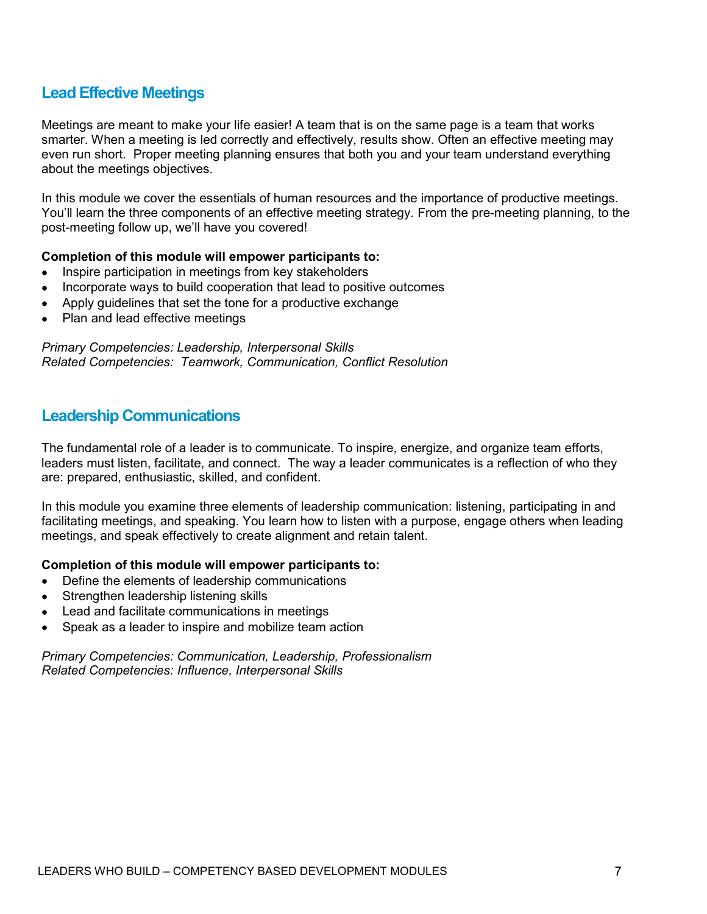## Lead Effective Meetings

Meetings are meant to make your life easier! A team that is on the same page is a team that works smarter. When a meeting is led correctly and effectively, results show. Often an effective meeting may even run short. Proper meeting planning ensures that both you and your team understand everything about the meetings objectives.

In this module we cover the essentials of human resources and the importance of productive meetings. You'll learn the three components of an effective meeting strategy. From the pre-meeting planning, to the post-meeting follow up, we'll have you covered!

**Completion of this module will empower participants to:**

- Inspire participation in meetings from key stakeholders
- Incorporate ways to build cooperation that lead to positive outcomes
- Apply guidelines that set the tone for a productive exchange
- Plan and lead effective meetings

*Primary Competencies: Leadership, Interpersonal Skills*
*Related Competencies: Teamwork, Communication, Conflict Resolution*

## Leadership Communications

The fundamental role of a leader is to communicate. To inspire, energize, and organize team efforts, leaders must listen, facilitate, and connect. The way a leader communicates is a reflection of who they are: prepared, enthusiastic, skilled, and confident.

In this module you examine three elements of leadership communication: listening, participating in and facilitating meetings, and speaking. You learn how to listen with a purpose, engage others when leading meetings, and speak effectively to create alignment and retain talent.

**Completion of this module will empower participants to:**

- Define the elements of leadership communications
- Strengthen leadership listening skills
- Lead and facilitate communications in meetings
- Speak as a leader to inspire and mobilize team action

*Primary Competencies: Communication, Leadership, Professionalism*
*Related Competencies: Influence, Interpersonal Skills*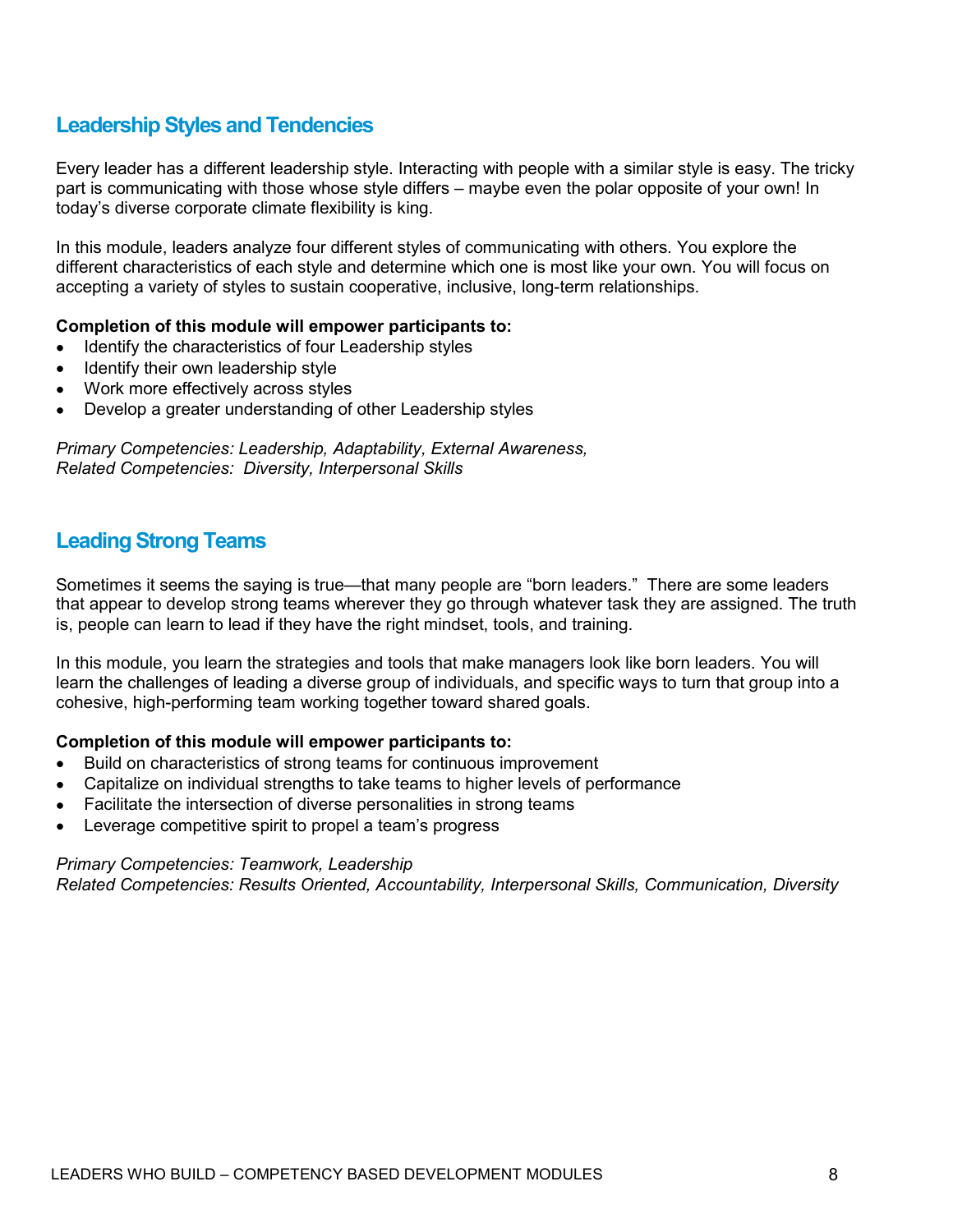## Leadership Styles and Tendencies

Every leader has a different leadership style. Interacting with people with a similar style is easy. The tricky part is communicating with those whose style differs – maybe even the polar opposite of your own! In today's diverse corporate climate flexibility is king.

In this module, leaders analyze four different styles of communicating with others. You explore the different characteristics of each style and determine which one is most like your own. You will focus on accepting a variety of styles to sustain cooperative, inclusive, long-term relationships.

**Completion of this module will empower participants to:**

- Identify the characteristics of four Leadership styles
- Identify their own leadership style
- Work more effectively across styles
- Develop a greater understanding of other Leadership styles

*Primary Competencies: Leadership, Adaptability, External Awareness,*
*Related Competencies: Diversity, Interpersonal Skills*

## Leading Strong Teams

Sometimes it seems the saying is true—that many people are "born leaders." There are some leaders that appear to develop strong teams wherever they go through whatever task they are assigned. The truth is, people can learn to lead if they have the right mindset, tools, and training.

In this module, you learn the strategies and tools that make managers look like born leaders. You will learn the challenges of leading a diverse group of individuals, and specific ways to turn that group into a cohesive, high-performing team working together toward shared goals.

**Completion of this module will empower participants to:**

- Build on characteristics of strong teams for continuous improvement
- Capitalize on individual strengths to take teams to higher levels of performance
- Facilitate the intersection of diverse personalities in strong teams
- Leverage competitive spirit to propel a team's progress

*Primary Competencies: Teamwork, Leadership*
*Related Competencies: Results Oriented, Accountability, Interpersonal Skills, Communication, Diversity*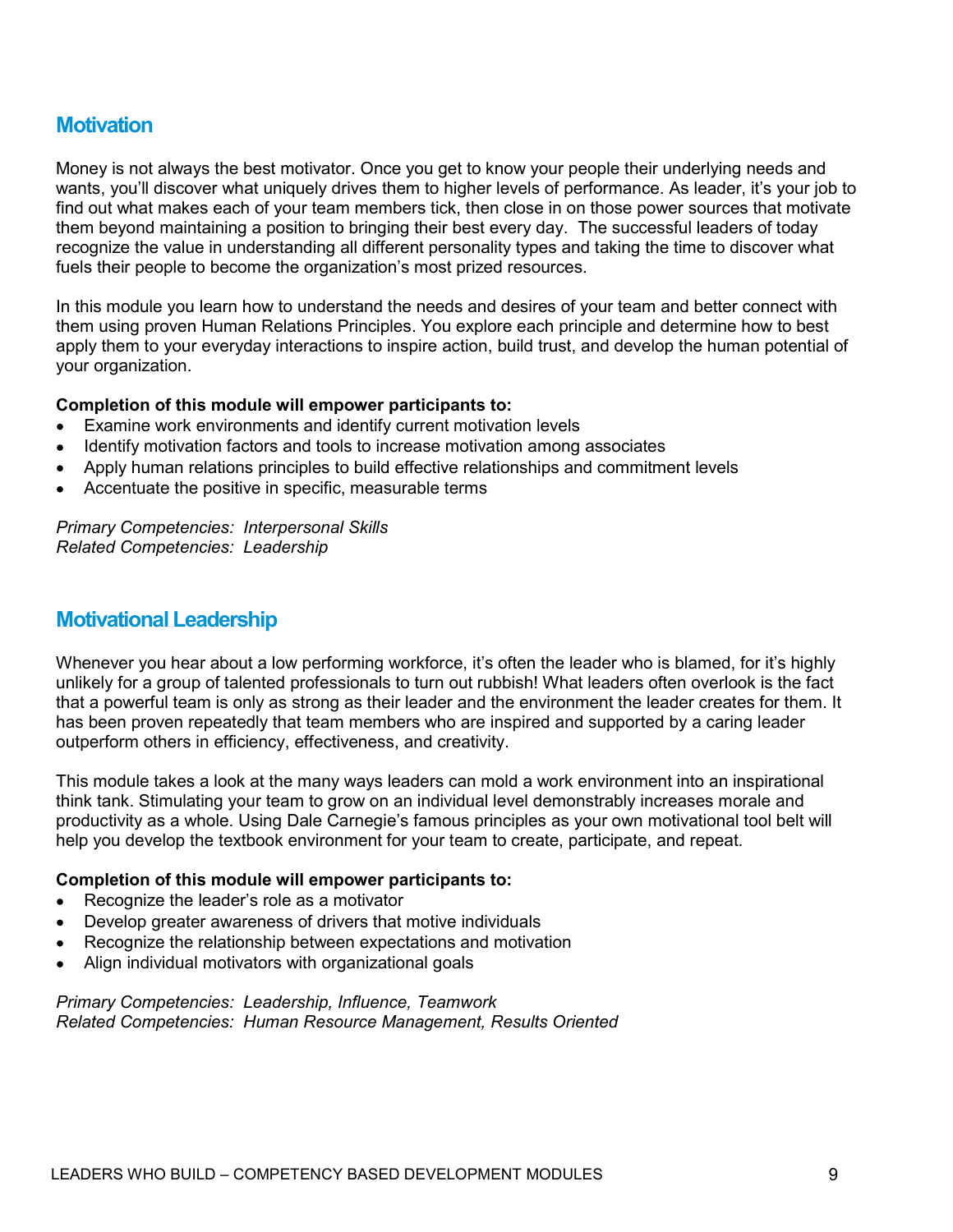## Motivation

Money is not always the best motivator. Once you get to know your people their underlying needs and wants, you'll discover what uniquely drives them to higher levels of performance. As leader, it's your job to find out what makes each of your team members tick, then close in on those power sources that motivate them beyond maintaining a position to bringing their best every day. The successful leaders of today recognize the value in understanding all different personality types and taking the time to discover what fuels their people to become the organization's most prized resources.

In this module you learn how to understand the needs and desires of your team and better connect with them using proven Human Relations Principles. You explore each principle and determine how to best apply them to your everyday interactions to inspire action, build trust, and develop the human potential of your organization.

**Completion of this module will empower participants to:**

- Examine work environments and identify current motivation levels
- Identify motivation factors and tools to increase motivation among associates
- Apply human relations principles to build effective relationships and commitment levels
- Accentuate the positive in specific, measurable terms

*Primary Competencies: Interpersonal Skills*
*Related Competencies: Leadership*

## Motivational Leadership

Whenever you hear about a low performing workforce, it's often the leader who is blamed, for it's highly unlikely for a group of talented professionals to turn out rubbish! What leaders often overlook is the fact that a powerful team is only as strong as their leader and the environment the leader creates for them. It has been proven repeatedly that team members who are inspired and supported by a caring leader outperform others in efficiency, effectiveness, and creativity.

This module takes a look at the many ways leaders can mold a work environment into an inspirational think tank. Stimulating your team to grow on an individual level demonstrably increases morale and productivity as a whole. Using Dale Carnegie's famous principles as your own motivational tool belt will help you develop the textbook environment for your team to create, participate, and repeat.

**Completion of this module will empower participants to:**

- Recognize the leader's role as a motivator
- Develop greater awareness of drivers that motive individuals
- Recognize the relationship between expectations and motivation
- Align individual motivators with organizational goals

*Primary Competencies: Leadership, Influence, Teamwork*
*Related Competencies: Human Resource Management, Results Oriented*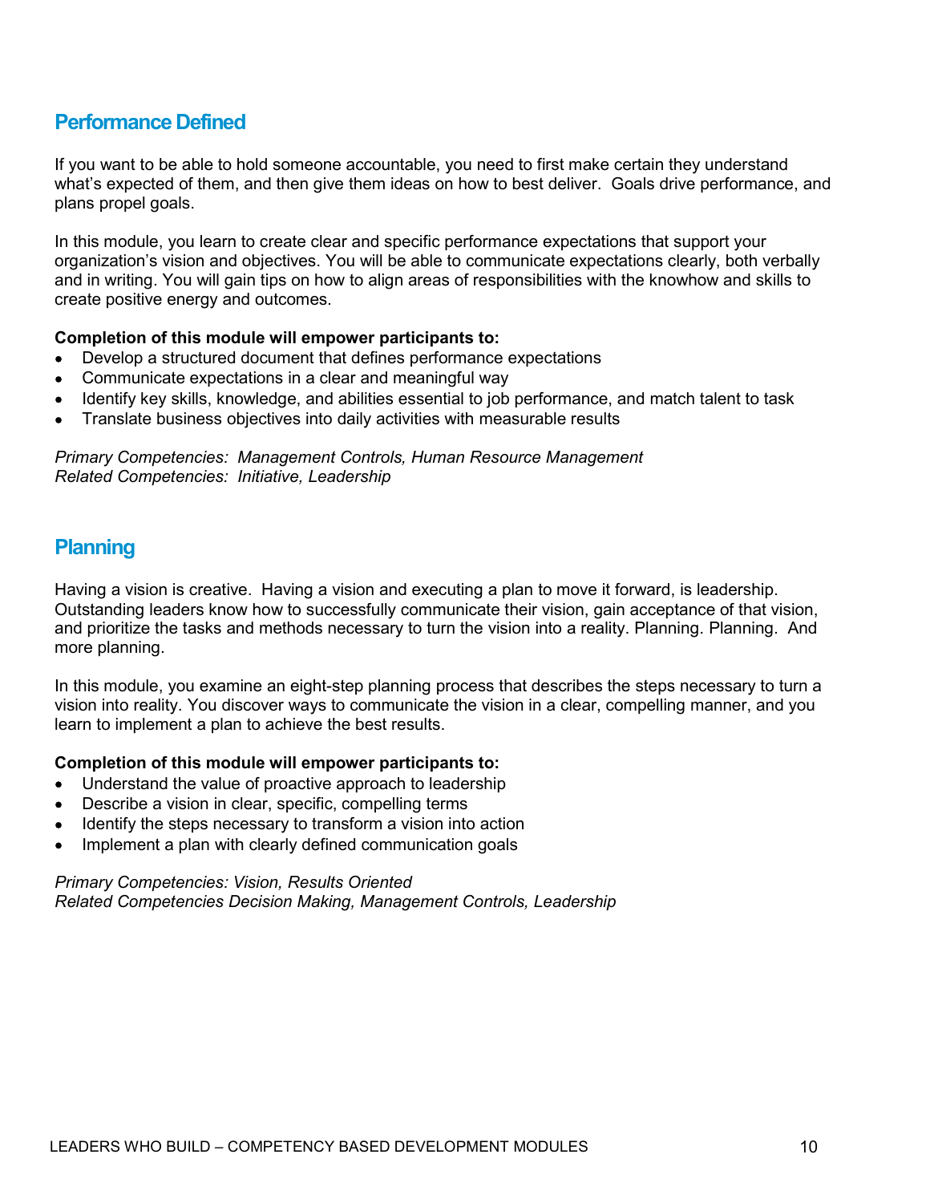## Performance Defined

If you want to be able to hold someone accountable, you need to first make certain they understand what's expected of them, and then give them ideas on how to best deliver. Goals drive performance, and plans propel goals.

In this module, you learn to create clear and specific performance expectations that support your organization's vision and objectives. You will be able to communicate expectations clearly, both verbally and in writing. You will gain tips on how to align areas of responsibilities with the knowhow and skills to create positive energy and outcomes.

**Completion of this module will empower participants to:**

- Develop a structured document that defines performance expectations
- Communicate expectations in a clear and meaningful way
- Identify key skills, knowledge, and abilities essential to job performance, and match talent to task
- Translate business objectives into daily activities with measurable results

*Primary Competencies: Management Controls, Human Resource Management*
*Related Competencies: Initiative, Leadership*

## Planning

Having a vision is creative. Having a vision and executing a plan to move it forward, is leadership. Outstanding leaders know how to successfully communicate their vision, gain acceptance of that vision, and prioritize the tasks and methods necessary to turn the vision into a reality. Planning. Planning. And more planning.

In this module, you examine an eight-step planning process that describes the steps necessary to turn a vision into reality. You discover ways to communicate the vision in a clear, compelling manner, and you learn to implement a plan to achieve the best results.

**Completion of this module will empower participants to:**

- Understand the value of proactive approach to leadership
- Describe a vision in clear, specific, compelling terms
- Identify the steps necessary to transform a vision into action
- Implement a plan with clearly defined communication goals

*Primary Competencies: Vision, Results Oriented*
*Related Competencies Decision Making, Management Controls, Leadership*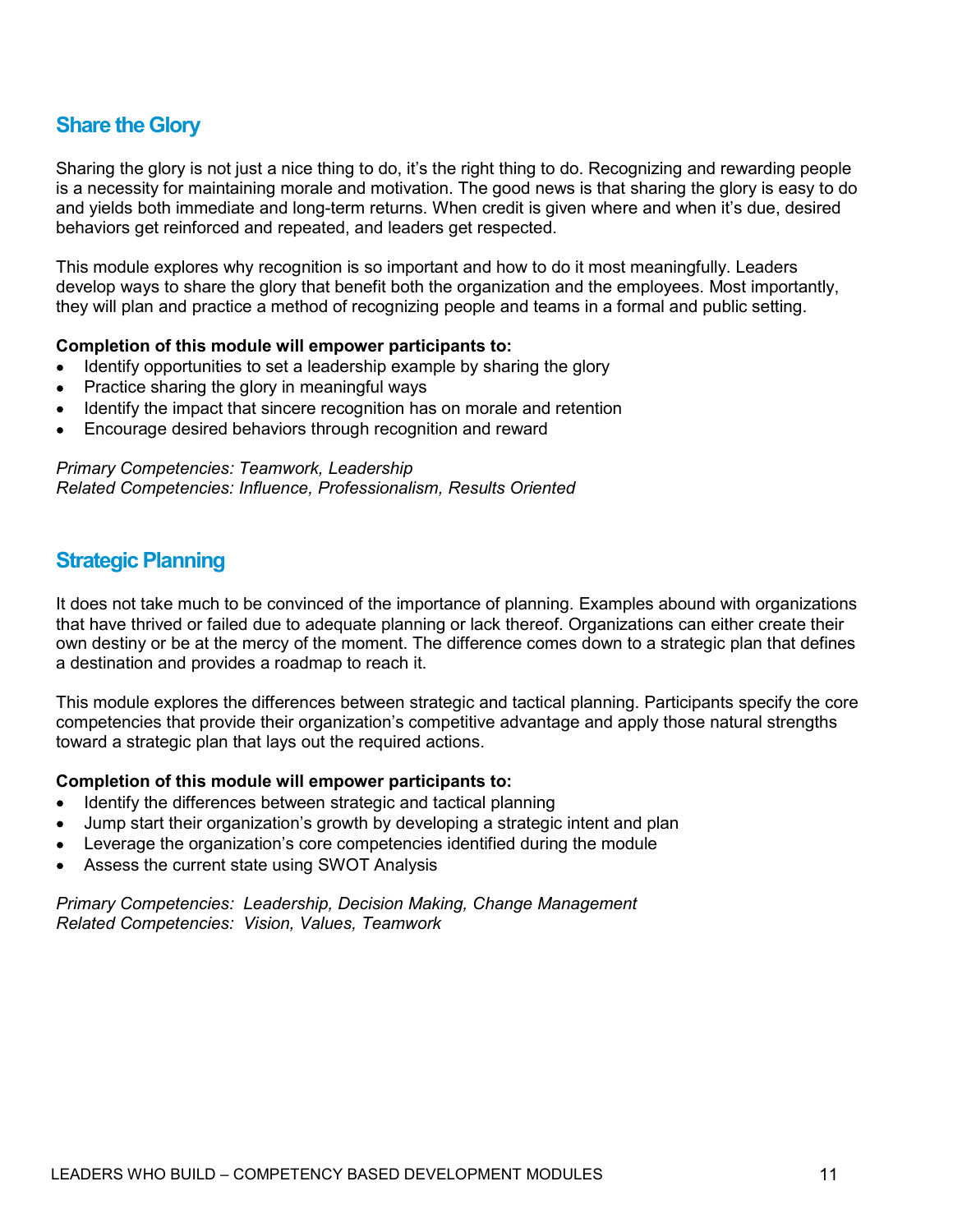## Share the Glory

Sharing the glory is not just a nice thing to do, it's the right thing to do. Recognizing and rewarding people is a necessity for maintaining morale and motivation. The good news is that sharing the glory is easy to do and yields both immediate and long-term returns. When credit is given where and when it's due, desired behaviors get reinforced and repeated, and leaders get respected.

This module explores why recognition is so important and how to do it most meaningfully. Leaders develop ways to share the glory that benefit both the organization and the employees. Most importantly, they will plan and practice a method of recognizing people and teams in a formal and public setting.

**Completion of this module will empower participants to:**

- Identify opportunities to set a leadership example by sharing the glory
- Practice sharing the glory in meaningful ways
- Identify the impact that sincere recognition has on morale and retention
- Encourage desired behaviors through recognition and reward

*Primary Competencies: Teamwork, Leadership*
*Related Competencies: Influence, Professionalism, Results Oriented*

## Strategic Planning

It does not take much to be convinced of the importance of planning. Examples abound with organizations that have thrived or failed due to adequate planning or lack thereof. Organizations can either create their own destiny or be at the mercy of the moment. The difference comes down to a strategic plan that defines a destination and provides a roadmap to reach it.

This module explores the differences between strategic and tactical planning. Participants specify the core competencies that provide their organization's competitive advantage and apply those natural strengths toward a strategic plan that lays out the required actions.

**Completion of this module will empower participants to:**

- Identify the differences between strategic and tactical planning
- Jump start their organization's growth by developing a strategic intent and plan
- Leverage the organization's core competencies identified during the module
- Assess the current state using SWOT Analysis

*Primary Competencies: Leadership, Decision Making, Change Management*
*Related Competencies: Vision, Values, Teamwork*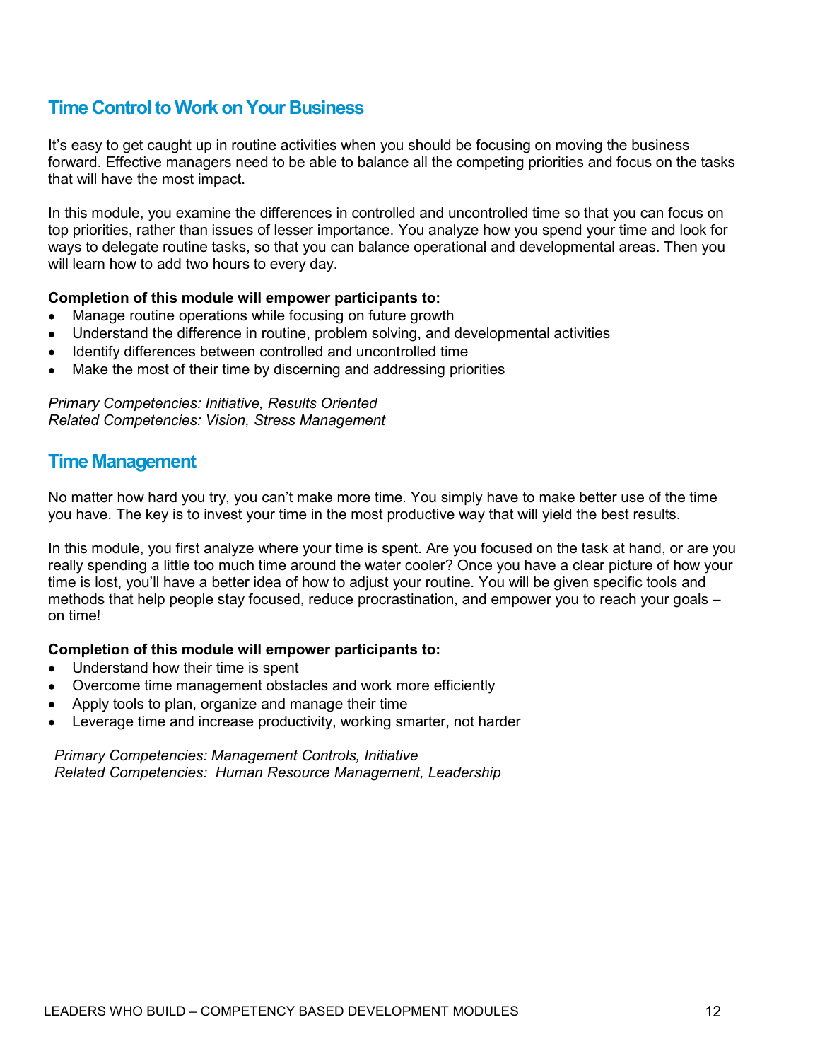## Time Control to Work on Your Business

It's easy to get caught up in routine activities when you should be focusing on moving the business forward. Effective managers need to be able to balance all the competing priorities and focus on the tasks that will have the most impact.

In this module, you examine the differences in controlled and uncontrolled time so that you can focus on top priorities, rather than issues of lesser importance. You analyze how you spend your time and look for ways to delegate routine tasks, so that you can balance operational and developmental areas. Then you will learn how to add two hours to every day.

**Completion of this module will empower participants to:**

- Manage routine operations while focusing on future growth
- Understand the difference in routine, problem solving, and developmental activities
- Identify differences between controlled and uncontrolled time
- Make the most of their time by discerning and addressing priorities

*Primary Competencies: Initiative, Results Oriented*
*Related Competencies: Vision, Stress Management*

## Time Management

No matter how hard you try, you can't make more time. You simply have to make better use of the time you have. The key is to invest your time in the most productive way that will yield the best results.

In this module, you first analyze where your time is spent. Are you focused on the task at hand, or are you really spending a little too much time around the water cooler? Once you have a clear picture of how your time is lost, you'll have a better idea of how to adjust your routine. You will be given specific tools and methods that help people stay focused, reduce procrastination, and empower you to reach your goals – on time!

**Completion of this module will empower participants to:**

- Understand how their time is spent
- Overcome time management obstacles and work more efficiently
- Apply tools to plan, organize and manage their time
- Leverage time and increase productivity, working smarter, not harder

*Primary Competencies: Management Controls, Initiative*
*Related Competencies: Human Resource Management, Leadership*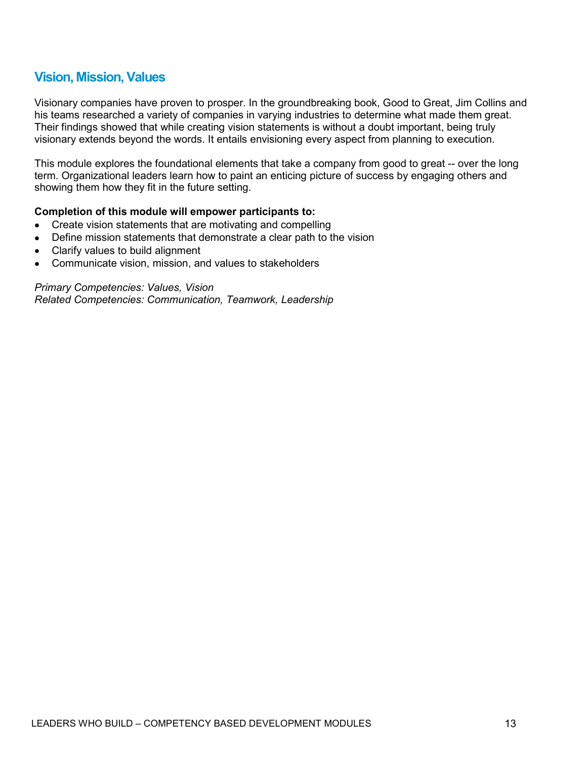## Vision, Mission, Values

Visionary companies have proven to prosper. In the groundbreaking book, Good to Great, Jim Collins and his teams researched a variety of companies in varying industries to determine what made them great. Their findings showed that while creating vision statements is without a doubt important, being truly visionary extends beyond the words. It entails envisioning every aspect from planning to execution.

This module explores the foundational elements that take a company from good to great -- over the long term. Organizational leaders learn how to paint an enticing picture of success by engaging others and showing them how they fit in the future setting.

**Completion of this module will empower participants to:**

- Create vision statements that are motivating and compelling
- Define mission statements that demonstrate a clear path to the vision
- Clarify values to build alignment
- Communicate vision, mission, and values to stakeholders

*Primary Competencies: Values, Vision*
*Related Competencies: Communication, Teamwork, Leadership*